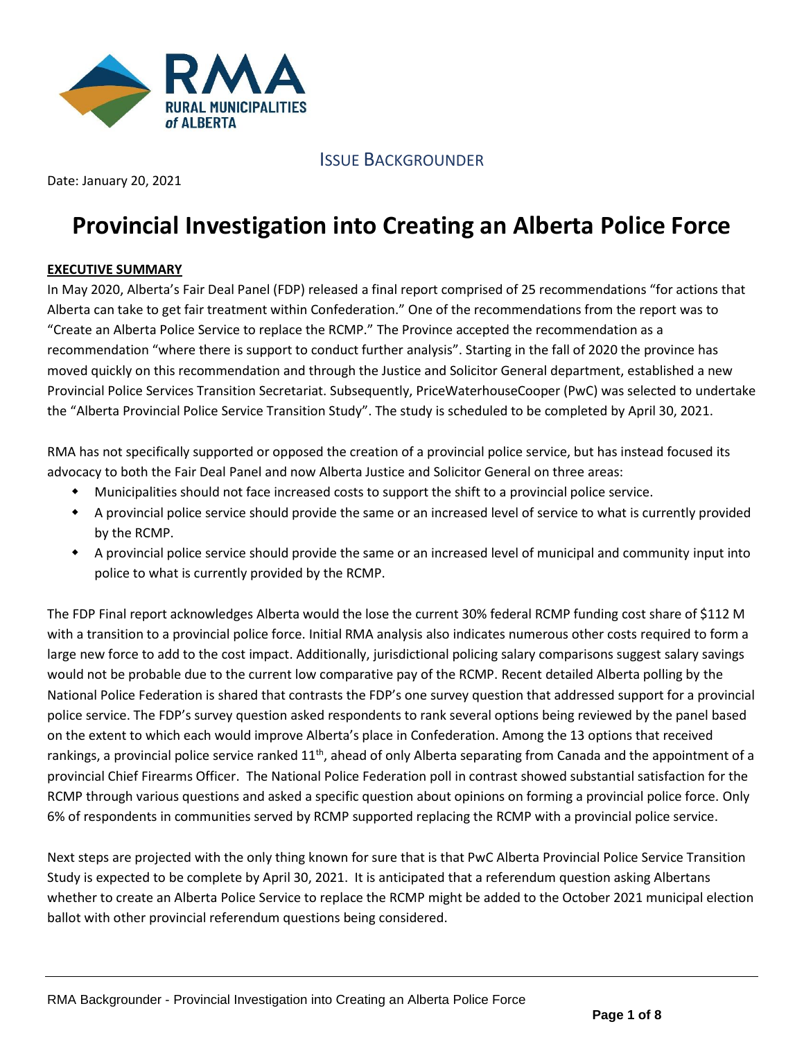RMA
RURAL MUNICIPALITIES of ALBERTA

ISSUE BACKGROUNDER

Date: January 20, 2021

# Provincial Investigation into Creating an Alberta Police Force

## EXECUTIVE SUMMARY

In May 2020, Alberta's Fair Deal Panel (FDP) released a final report comprised of 25 recommendations "for actions that Alberta can take to get fair treatment within Confederation." One of the recommendations from the report was to "Create an Alberta Police Service to replace the RCMP." The Province accepted the recommendation as a recommendation "where there is support to conduct further analysis". Starting in the fall of 2020 the province has moved quickly on this recommendation and through the Justice and Solicitor General department, established a new Provincial Police Services Transition Secretariat. Subsequently, PriceWaterhouseCooper (PwC) was selected to undertake the "Alberta Provincial Police Service Transition Study". The study is scheduled to be completed by April 30, 2021.

RMA has not specifically supported or opposed the creation of a provincial police service, but has instead focused its advocacy to both the Fair Deal Panel and now Alberta Justice and Solicitor General on three areas:

- Municipalities should not face increased costs to support the shift to a provincial police service.
- A provincial police service should provide the same or an increased level of service to what is currently provided by the RCMP.
- A provincial police service should provide the same or an increased level of municipal and community input into police to what is currently provided by the RCMP.

The FDP Final report acknowledges Alberta would the lose the current 30% federal RCMP funding cost share of $112 M with a transition to a provincial police force. Initial RMA analysis also indicates numerous other costs required to form a large new force to add to the cost impact. Additionally, jurisdictional policing salary comparisons suggest salary savings would not be probable due to the current low comparative pay of the RCMP. Recent detailed Alberta polling by the National Police Federation is shared that contrasts the FDP's one survey question that addressed support for a provincial police service. The FDP's survey question asked respondents to rank several options being reviewed by the panel based on the extent to which each would improve Alberta's place in Confederation. Among the 13 options that received rankings, a provincial police service ranked 11th, ahead of only Alberta separating from Canada and the appointment of a provincial Chief Firearms Officer. The National Police Federation poll in contrast showed substantial satisfaction for the RCMP through various questions and asked a specific question about opinions on forming a provincial police force. Only 6% of respondents in communities served by RCMP supported replacing the RCMP with a provincial police service.

Next steps are projected with the only thing known for sure that is that PwC Alberta Provincial Police Service Transition Study is expected to be complete by April 30, 2021. It is anticipated that a referendum question asking Albertans whether to create an Alberta Police Service to replace the RCMP might be added to the October 2021 municipal election ballot with other provincial referendum questions being considered.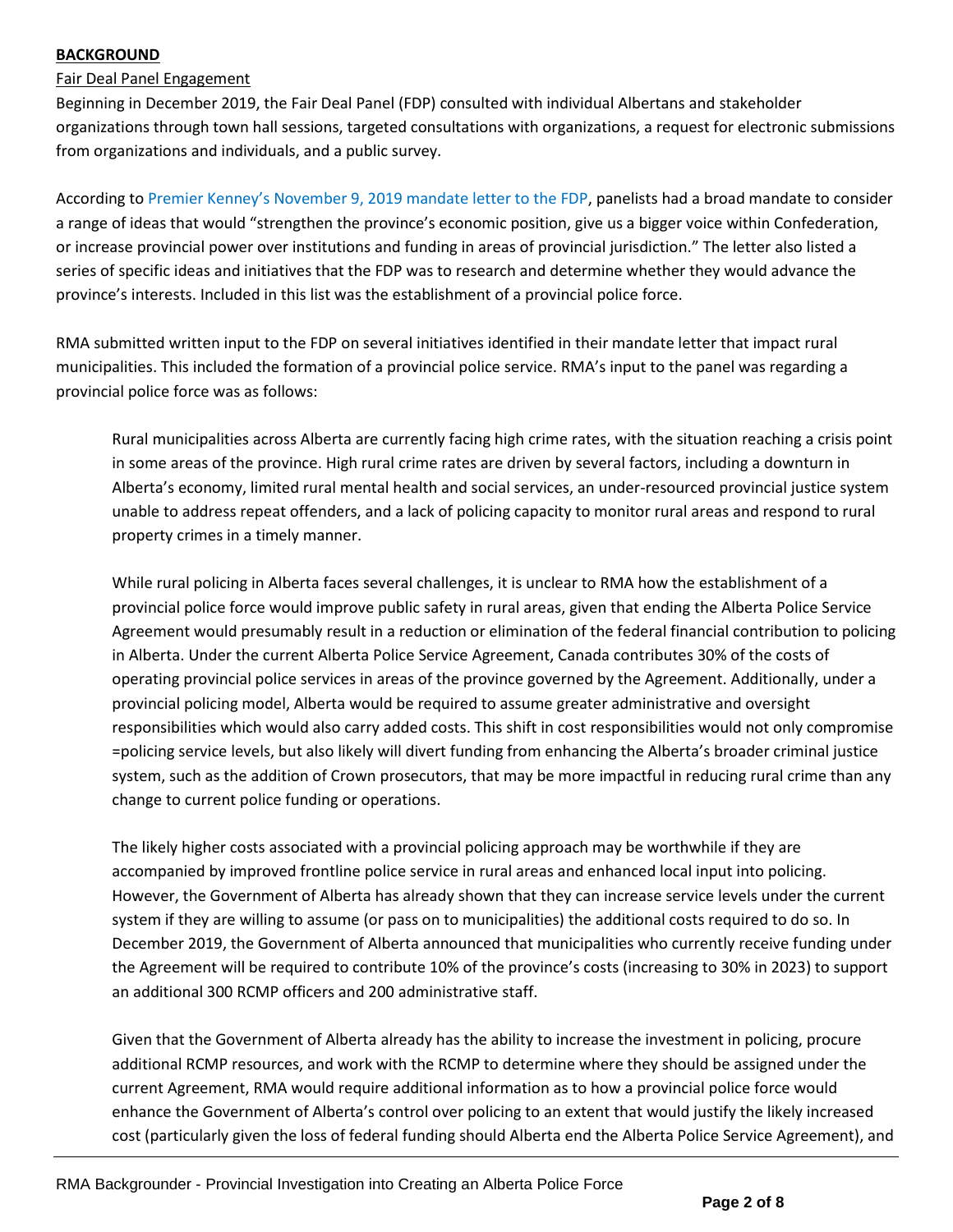**BACKGROUND**

Fair Deal Panel Engagement

Beginning in December 2019, the Fair Deal Panel (FDP) consulted with individual Albertans and stakeholder organizations through town hall sessions, targeted consultations with organizations, a request for electronic submissions from organizations and individuals, and a public survey.

According to Premier Kenney's November 9, 2019 mandate letter to the FDP, panelists had a broad mandate to consider a range of ideas that would "strengthen the province's economic position, give us a bigger voice within Confederation, or increase provincial power over institutions and funding in areas of provincial jurisdiction." The letter also listed a series of specific ideas and initiatives that the FDP was to research and determine whether they would advance the province's interests. Included in this list was the establishment of a provincial police force.

RMA submitted written input to the FDP on several initiatives identified in their mandate letter that impact rural municipalities. This included the formation of a provincial police service. RMA's input to the panel was regarding a provincial police force was as follows:

> Rural municipalities across Alberta are currently facing high crime rates, with the situation reaching a crisis point in some areas of the province. High rural crime rates are driven by several factors, including a downturn in Alberta's economy, limited rural mental health and social services, an under-resourced provincial justice system unable to address repeat offenders, and a lack of policing capacity to monitor rural areas and respond to rural property crimes in a timely manner.
>
> While rural policing in Alberta faces several challenges, it is unclear to RMA how the establishment of a provincial police force would improve public safety in rural areas, given that ending the Alberta Police Service Agreement would presumably result in a reduction or elimination of the federal financial contribution to policing in Alberta. Under the current Alberta Police Service Agreement, Canada contributes 30% of the costs of operating provincial police services in areas of the province governed by the Agreement. Additionally, under a provincial policing model, Alberta would be required to assume greater administrative and oversight responsibilities which would also carry added costs. This shift in cost responsibilities would not only compromise =policing service levels, but also likely will divert funding from enhancing the Alberta's broader criminal justice system, such as the addition of Crown prosecutors, that may be more impactful in reducing rural crime than any change to current police funding or operations.
>
> The likely higher costs associated with a provincial policing approach may be worthwhile if they are accompanied by improved frontline police service in rural areas and enhanced local input into policing. However, the Government of Alberta has already shown that they can increase service levels under the current system if they are willing to assume (or pass on to municipalities) the additional costs required to do so. In December 2019, the Government of Alberta announced that municipalities who currently receive funding under the Agreement will be required to contribute 10% of the province's costs (increasing to 30% in 2023) to support an additional 300 RCMP officers and 200 administrative staff.
>
> Given that the Government of Alberta already has the ability to increase the investment in policing, procure additional RCMP resources, and work with the RCMP to determine where they should be assigned under the current Agreement, RMA would require additional information as to how a provincial police force would enhance the Government of Alberta's control over policing to an extent that would justify the likely increased cost (particularly given the loss of federal funding should Alberta end the Alberta Police Service Agreement), and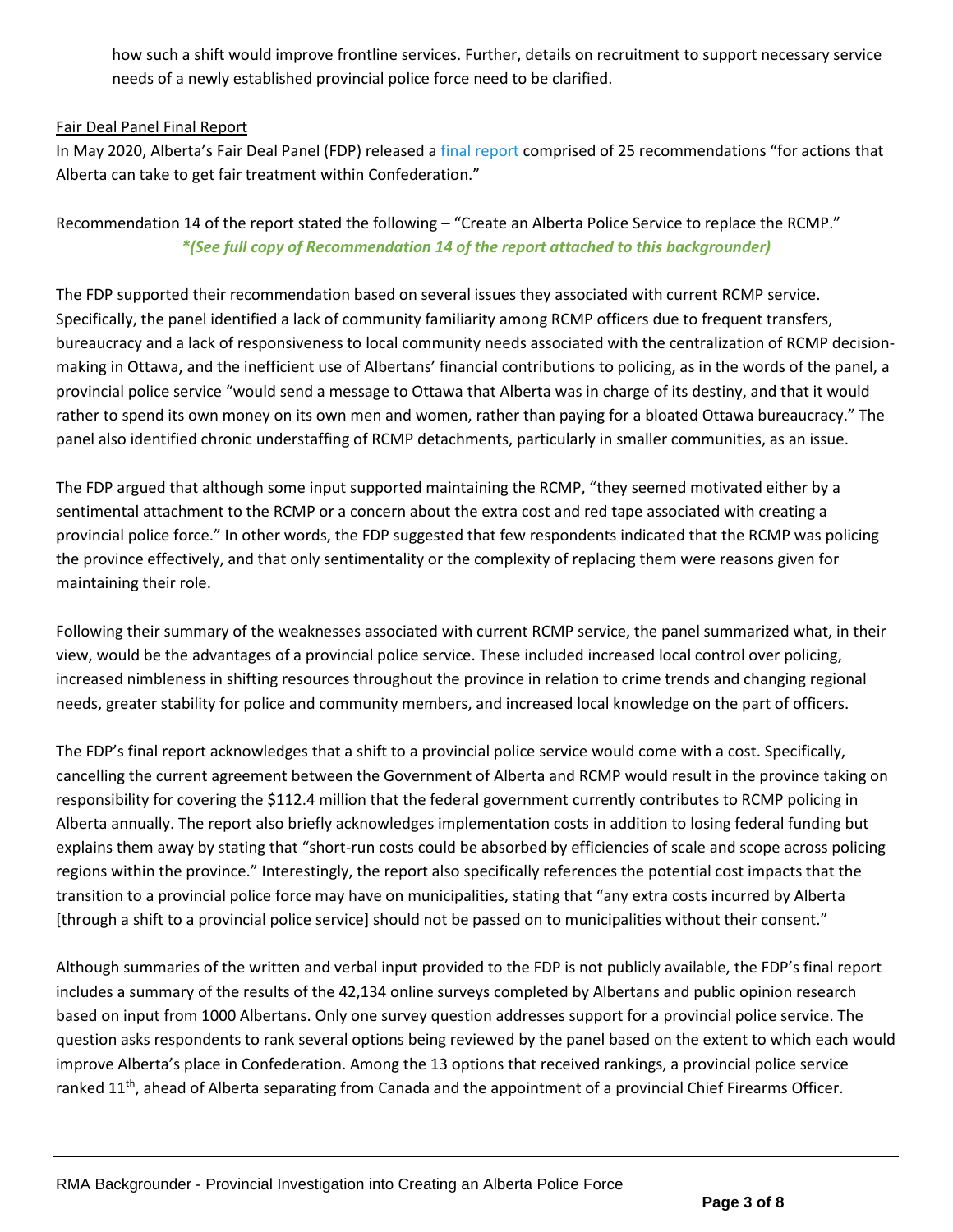how such a shift would improve frontline services. Further, details on recruitment to support necessary service needs of a newly established provincial police force need to be clarified.

Fair Deal Panel Final Report

In May 2020, Alberta's Fair Deal Panel (FDP) released a final report comprised of 25 recommendations "for actions that Alberta can take to get fair treatment within Confederation."

Recommendation 14 of the report stated the following – "Create an Alberta Police Service to replace the RCMP."

***(See full copy of Recommendation 14 of the report attached to this backgrounder)***

The FDP supported their recommendation based on several issues they associated with current RCMP service. Specifically, the panel identified a lack of community familiarity among RCMP officers due to frequent transfers, bureaucracy and a lack of responsiveness to local community needs associated with the centralization of RCMP decision-making in Ottawa, and the inefficient use of Albertans' financial contributions to policing, as in the words of the panel, a provincial police service "would send a message to Ottawa that Alberta was in charge of its destiny, and that it would rather to spend its own money on its own men and women, rather than paying for a bloated Ottawa bureaucracy." The panel also identified chronic understaffing of RCMP detachments, particularly in smaller communities, as an issue.

The FDP argued that although some input supported maintaining the RCMP, "they seemed motivated either by a sentimental attachment to the RCMP or a concern about the extra cost and red tape associated with creating a provincial police force." In other words, the FDP suggested that few respondents indicated that the RCMP was policing the province effectively, and that only sentimentality or the complexity of replacing them were reasons given for maintaining their role.

Following their summary of the weaknesses associated with current RCMP service, the panel summarized what, in their view, would be the advantages of a provincial police service. These included increased local control over policing, increased nimbleness in shifting resources throughout the province in relation to crime trends and changing regional needs, greater stability for police and community members, and increased local knowledge on the part of officers.

The FDP's final report acknowledges that a shift to a provincial police service would come with a cost. Specifically, cancelling the current agreement between the Government of Alberta and RCMP would result in the province taking on responsibility for covering the $112.4 million that the federal government currently contributes to RCMP policing in Alberta annually. The report also briefly acknowledges implementation costs in addition to losing federal funding but explains them away by stating that "short-run costs could be absorbed by efficiencies of scale and scope across policing regions within the province." Interestingly, the report also specifically references the potential cost impacts that the transition to a provincial police force may have on municipalities, stating that "any extra costs incurred by Alberta [through a shift to a provincial police service] should not be passed on to municipalities without their consent."

Although summaries of the written and verbal input provided to the FDP is not publicly available, the FDP's final report includes a summary of the results of the 42,134 online surveys completed by Albertans and public opinion research based on input from 1000 Albertans. Only one survey question addresses support for a provincial police service. The question asks respondents to rank several options being reviewed by the panel based on the extent to which each would improve Alberta's place in Confederation. Among the 13 options that received rankings, a provincial police service ranked 11th, ahead of Alberta separating from Canada and the appointment of a provincial Chief Firearms Officer.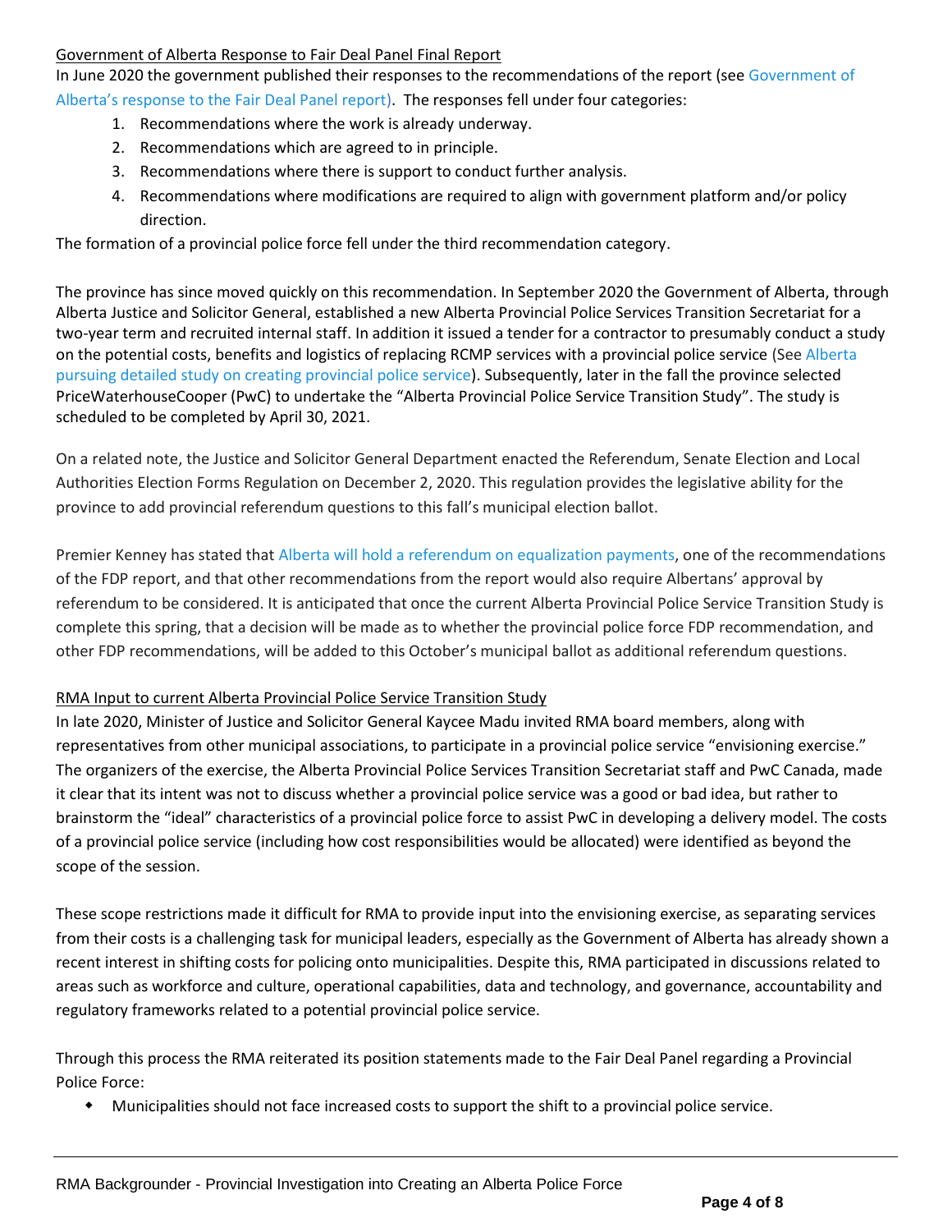Government of Alberta Response to Fair Deal Panel Final Report

In June 2020 the government published their responses to the recommendations of the report (see Government of Alberta's response to the Fair Deal Panel report). The responses fell under four categories:

1. Recommendations where the work is already underway.
2. Recommendations which are agreed to in principle.
3. Recommendations where there is support to conduct further analysis.
4. Recommendations where modifications are required to align with government platform and/or policy direction.

The formation of a provincial police force fell under the third recommendation category.

The province has since moved quickly on this recommendation. In September 2020 the Government of Alberta, through Alberta Justice and Solicitor General, established a new Alberta Provincial Police Services Transition Secretariat for a two-year term and recruited internal staff. In addition it issued a tender for a contractor to presumably conduct a study on the potential costs, benefits and logistics of replacing RCMP services with a provincial police service (See Alberta pursuing detailed study on creating provincial police service). Subsequently, later in the fall the province selected PriceWaterhouseCooper (PwC) to undertake the "Alberta Provincial Police Service Transition Study". The study is scheduled to be completed by April 30, 2021.

On a related note, the Justice and Solicitor General Department enacted the Referendum, Senate Election and Local Authorities Election Forms Regulation on December 2, 2020. This regulation provides the legislative ability for the province to add provincial referendum questions to this fall's municipal election ballot.

Premier Kenney has stated that Alberta will hold a referendum on equalization payments, one of the recommendations of the FDP report, and that other recommendations from the report would also require Albertans' approval by referendum to be considered. It is anticipated that once the current Alberta Provincial Police Service Transition Study is complete this spring, that a decision will be made as to whether the provincial police force FDP recommendation, and other FDP recommendations, will be added to this October's municipal ballot as additional referendum questions.

RMA Input to current Alberta Provincial Police Service Transition Study

In late 2020, Minister of Justice and Solicitor General Kaycee Madu invited RMA board members, along with representatives from other municipal associations, to participate in a provincial police service "envisioning exercise." The organizers of the exercise, the Alberta Provincial Police Services Transition Secretariat staff and PwC Canada, made it clear that its intent was not to discuss whether a provincial police service was a good or bad idea, but rather to brainstorm the "ideal" characteristics of a provincial police force to assist PwC in developing a delivery model. The costs of a provincial police service (including how cost responsibilities would be allocated) were identified as beyond the scope of the session.

These scope restrictions made it difficult for RMA to provide input into the envisioning exercise, as separating services from their costs is a challenging task for municipal leaders, especially as the Government of Alberta has already shown a recent interest in shifting costs for policing onto municipalities. Despite this, RMA participated in discussions related to areas such as workforce and culture, operational capabilities, data and technology, and governance, accountability and regulatory frameworks related to a potential provincial police service.

Through this process the RMA reiterated its position statements made to the Fair Deal Panel regarding a Provincial Police Force:

- Municipalities should not face increased costs to support the shift to a provincial police service.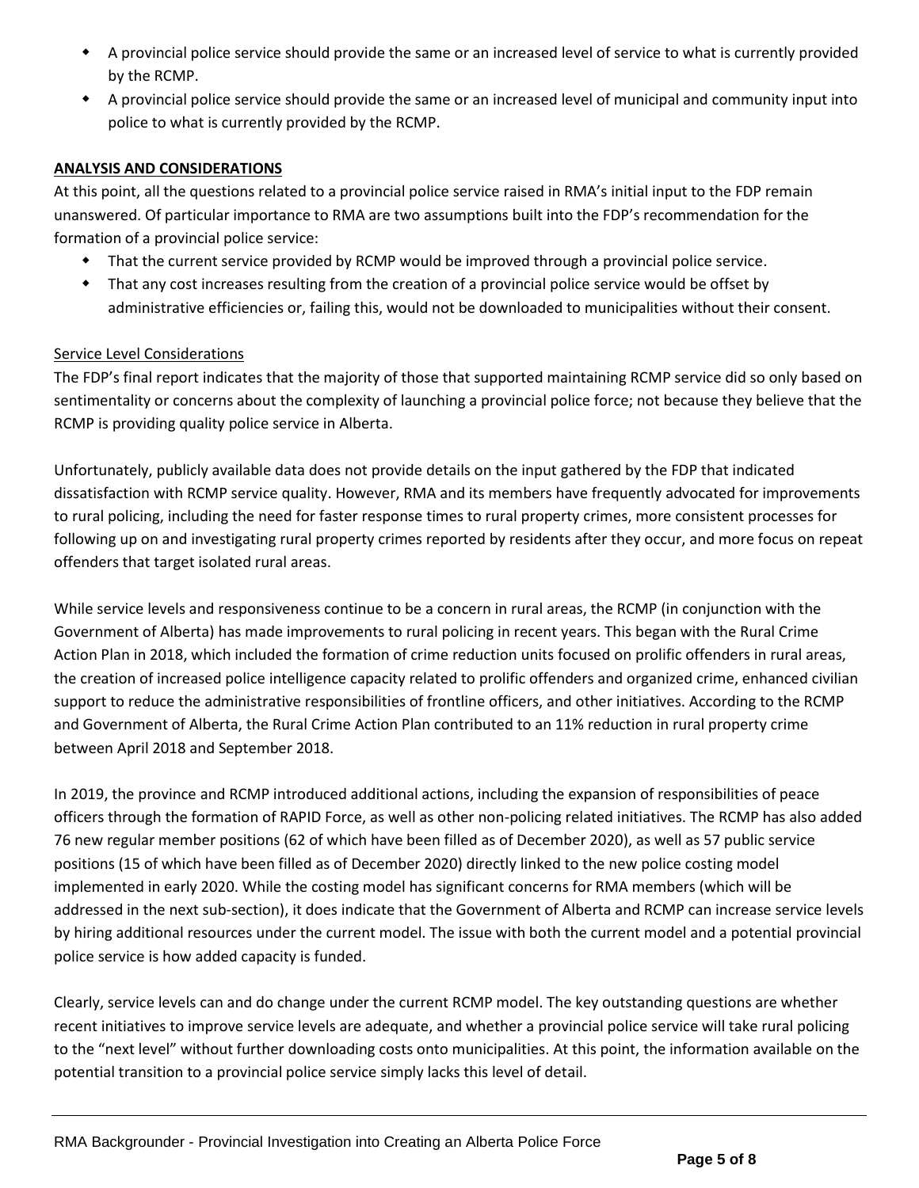- A provincial police service should provide the same or an increased level of service to what is currently provided by the RCMP.
- A provincial police service should provide the same or an increased level of municipal and community input into police to what is currently provided by the RCMP.

**ANALYSIS AND CONSIDERATIONS**

At this point, all the questions related to a provincial police service raised in RMA's initial input to the FDP remain unanswered. Of particular importance to RMA are two assumptions built into the FDP's recommendation for the formation of a provincial police service:

- That the current service provided by RCMP would be improved through a provincial police service.
- That any cost increases resulting from the creation of a provincial police service would be offset by administrative efficiencies or, failing this, would not be downloaded to municipalities without their consent.

Service Level Considerations

The FDP's final report indicates that the majority of those that supported maintaining RCMP service did so only based on sentimentality or concerns about the complexity of launching a provincial police force; not because they believe that the RCMP is providing quality police service in Alberta.

Unfortunately, publicly available data does not provide details on the input gathered by the FDP that indicated dissatisfaction with RCMP service quality. However, RMA and its members have frequently advocated for improvements to rural policing, including the need for faster response times to rural property crimes, more consistent processes for following up on and investigating rural property crimes reported by residents after they occur, and more focus on repeat offenders that target isolated rural areas.

While service levels and responsiveness continue to be a concern in rural areas, the RCMP (in conjunction with the Government of Alberta) has made improvements to rural policing in recent years. This began with the Rural Crime Action Plan in 2018, which included the formation of crime reduction units focused on prolific offenders in rural areas, the creation of increased police intelligence capacity related to prolific offenders and organized crime, enhanced civilian support to reduce the administrative responsibilities of frontline officers, and other initiatives. According to the RCMP and Government of Alberta, the Rural Crime Action Plan contributed to an 11% reduction in rural property crime between April 2018 and September 2018.

In 2019, the province and RCMP introduced additional actions, including the expansion of responsibilities of peace officers through the formation of RAPID Force, as well as other non-policing related initiatives. The RCMP has also added 76 new regular member positions (62 of which have been filled as of December 2020), as well as 57 public service positions (15 of which have been filled as of December 2020) directly linked to the new police costing model implemented in early 2020. While the costing model has significant concerns for RMA members (which will be addressed in the next sub-section), it does indicate that the Government of Alberta and RCMP can increase service levels by hiring additional resources under the current model. The issue with both the current model and a potential provincial police service is how added capacity is funded.

Clearly, service levels can and do change under the current RCMP model. The key outstanding questions are whether recent initiatives to improve service levels are adequate, and whether a provincial police service will take rural policing to the "next level" without further downloading costs onto municipalities. At this point, the information available on the potential transition to a provincial police service simply lacks this level of detail.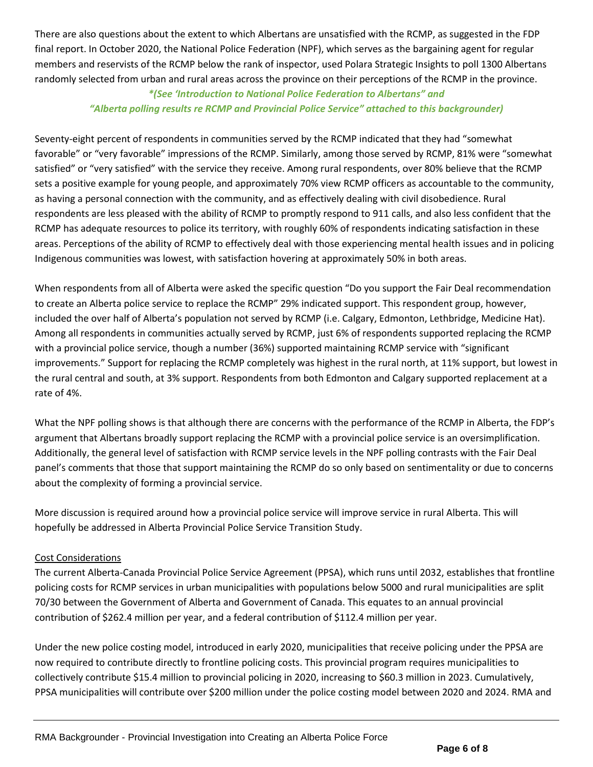There are also questions about the extent to which Albertans are unsatisfied with the RCMP, as suggested in the FDP final report. In October 2020, the National Police Federation (NPF), which serves as the bargaining agent for regular members and reservists of the RCMP below the rank of inspector, used Polara Strategic Insights to poll 1300 Albertans randomly selected from urban and rural areas across the province on their perceptions of the RCMP in the province.

***(See 'Introduction to National Police Federation to Albertans" and "Alberta polling results re RCMP and Provincial Police Service" attached to this backgrounder)***

Seventy-eight percent of respondents in communities served by the RCMP indicated that they had "somewhat favorable" or "very favorable" impressions of the RCMP. Similarly, among those served by RCMP, 81% were "somewhat satisfied" or "very satisfied" with the service they receive. Among rural respondents, over 80% believe that the RCMP sets a positive example for young people, and approximately 70% view RCMP officers as accountable to the community, as having a personal connection with the community, and as effectively dealing with civil disobedience. Rural respondents are less pleased with the ability of RCMP to promptly respond to 911 calls, and also less confident that the RCMP has adequate resources to police its territory, with roughly 60% of respondents indicating satisfaction in these areas. Perceptions of the ability of RCMP to effectively deal with those experiencing mental health issues and in policing Indigenous communities was lowest, with satisfaction hovering at approximately 50% in both areas.

When respondents from all of Alberta were asked the specific question "Do you support the Fair Deal recommendation to create an Alberta police service to replace the RCMP" 29% indicated support. This respondent group, however, included the over half of Alberta's population not served by RCMP (i.e. Calgary, Edmonton, Lethbridge, Medicine Hat). Among all respondents in communities actually served by RCMP, just 6% of respondents supported replacing the RCMP with a provincial police service, though a number (36%) supported maintaining RCMP service with "significant improvements." Support for replacing the RCMP completely was highest in the rural north, at 11% support, but lowest in the rural central and south, at 3% support. Respondents from both Edmonton and Calgary supported replacement at a rate of 4%.

What the NPF polling shows is that although there are concerns with the performance of the RCMP in Alberta, the FDP's argument that Albertans broadly support replacing the RCMP with a provincial police service is an oversimplification. Additionally, the general level of satisfaction with RCMP service levels in the NPF polling contrasts with the Fair Deal panel's comments that those that support maintaining the RCMP do so only based on sentimentality or due to concerns about the complexity of forming a provincial service.

More discussion is required around how a provincial police service will improve service in rural Alberta. This will hopefully be addressed in Alberta Provincial Police Service Transition Study.

## Cost Considerations

The current Alberta-Canada Provincial Police Service Agreement (PPSA), which runs until 2032, establishes that frontline policing costs for RCMP services in urban municipalities with populations below 5000 and rural municipalities are split 70/30 between the Government of Alberta and Government of Canada. This equates to an annual provincial contribution of $262.4 million per year, and a federal contribution of $112.4 million per year.

Under the new police costing model, introduced in early 2020, municipalities that receive policing under the PPSA are now required to contribute directly to frontline policing costs. This provincial program requires municipalities to collectively contribute $15.4 million to provincial policing in 2020, increasing to $60.3 million in 2023. Cumulatively, PPSA municipalities will contribute over $200 million under the police costing model between 2020 and 2024. RMA and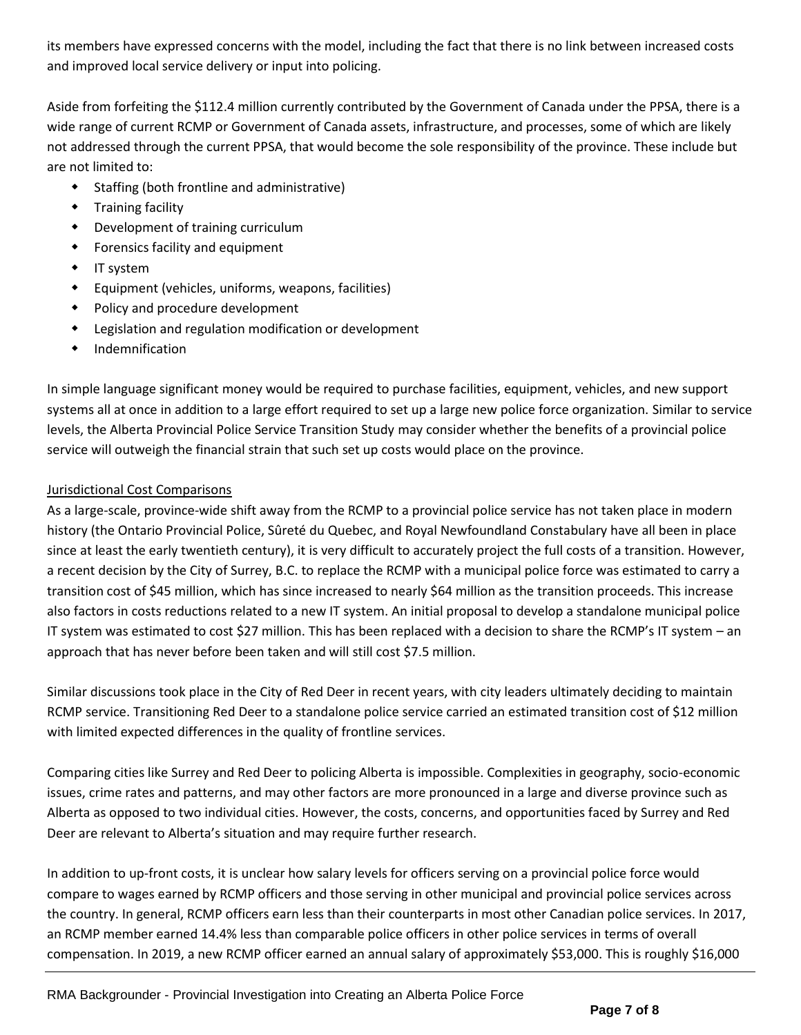its members have expressed concerns with the model, including the fact that there is no link between increased costs and improved local service delivery or input into policing.

Aside from forfeiting the $112.4 million currently contributed by the Government of Canada under the PPSA, there is a wide range of current RCMP or Government of Canada assets, infrastructure, and processes, some of which are likely not addressed through the current PPSA, that would become the sole responsibility of the province. These include but are not limited to:

- Staffing (both frontline and administrative)
- Training facility
- Development of training curriculum
- Forensics facility and equipment
- IT system
- Equipment (vehicles, uniforms, weapons, facilities)
- Policy and procedure development
- Legislation and regulation modification or development
- Indemnification

In simple language significant money would be required to purchase facilities, equipment, vehicles, and new support systems all at once in addition to a large effort required to set up a large new police force organization. Similar to service levels, the Alberta Provincial Police Service Transition Study may consider whether the benefits of a provincial police service will outweigh the financial strain that such set up costs would place on the province.

Jurisdictional Cost Comparisons

As a large-scale, province-wide shift away from the RCMP to a provincial police service has not taken place in modern history (the Ontario Provincial Police, Sûreté du Quebec, and Royal Newfoundland Constabulary have all been in place since at least the early twentieth century), it is very difficult to accurately project the full costs of a transition. However, a recent decision by the City of Surrey, B.C. to replace the RCMP with a municipal police force was estimated to carry a transition cost of $45 million, which has since increased to nearly $64 million as the transition proceeds. This increase also factors in costs reductions related to a new IT system. An initial proposal to develop a standalone municipal police IT system was estimated to cost $27 million. This has been replaced with a decision to share the RCMP's IT system – an approach that has never before been taken and will still cost $7.5 million.

Similar discussions took place in the City of Red Deer in recent years, with city leaders ultimately deciding to maintain RCMP service. Transitioning Red Deer to a standalone police service carried an estimated transition cost of $12 million with limited expected differences in the quality of frontline services.

Comparing cities like Surrey and Red Deer to policing Alberta is impossible. Complexities in geography, socio-economic issues, crime rates and patterns, and may other factors are more pronounced in a large and diverse province such as Alberta as opposed to two individual cities. However, the costs, concerns, and opportunities faced by Surrey and Red Deer are relevant to Alberta's situation and may require further research.

In addition to up-front costs, it is unclear how salary levels for officers serving on a provincial police force would compare to wages earned by RCMP officers and those serving in other municipal and provincial police services across the country. In general, RCMP officers earn less than their counterparts in most other Canadian police services. In 2017, an RCMP member earned 14.4% less than comparable police officers in other police services in terms of overall compensation. In 2019, a new RCMP officer earned an annual salary of approximately $53,000. This is roughly $16,000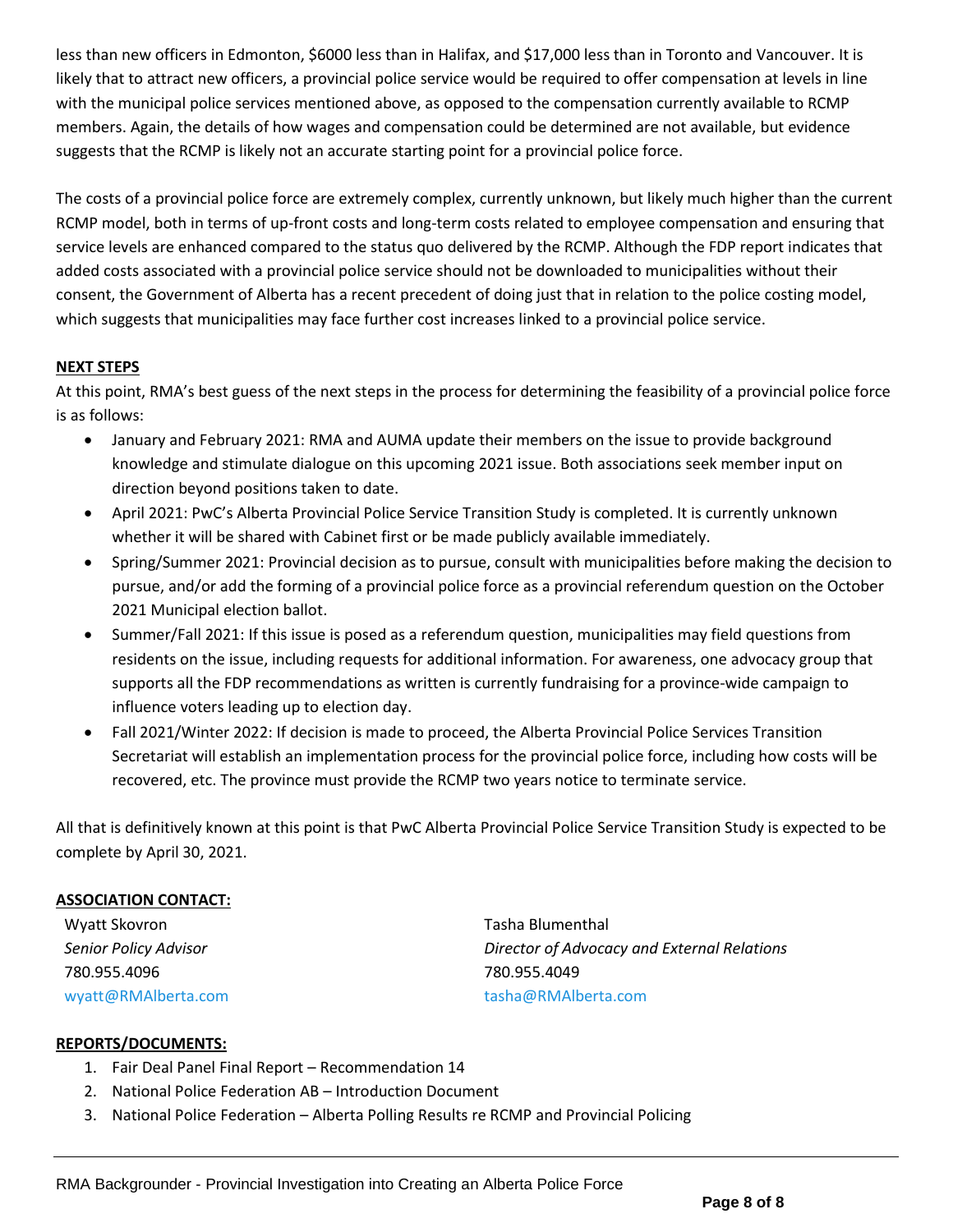less than new officers in Edmonton, $6000 less than in Halifax, and $17,000 less than in Toronto and Vancouver. It is likely that to attract new officers, a provincial police service would be required to offer compensation at levels in line with the municipal police services mentioned above, as opposed to the compensation currently available to RCMP members. Again, the details of how wages and compensation could be determined are not available, but evidence suggests that the RCMP is likely not an accurate starting point for a provincial police force.

The costs of a provincial police force are extremely complex, currently unknown, but likely much higher than the current RCMP model, both in terms of up-front costs and long-term costs related to employee compensation and ensuring that service levels are enhanced compared to the status quo delivered by the RCMP. Although the FDP report indicates that added costs associated with a provincial police service should not be downloaded to municipalities without their consent, the Government of Alberta has a recent precedent of doing just that in relation to the police costing model, which suggests that municipalities may face further cost increases linked to a provincial police service.

## NEXT STEPS

At this point, RMA's best guess of the next steps in the process for determining the feasibility of a provincial police force is as follows:

- January and February 2021: RMA and AUMA update their members on the issue to provide background knowledge and stimulate dialogue on this upcoming 2021 issue. Both associations seek member input on direction beyond positions taken to date.
- April 2021: PwC's Alberta Provincial Police Service Transition Study is completed. It is currently unknown whether it will be shared with Cabinet first or be made publicly available immediately.
- Spring/Summer 2021: Provincial decision as to pursue, consult with municipalities before making the decision to pursue, and/or add the forming of a provincial police force as a provincial referendum question on the October 2021 Municipal election ballot.
- Summer/Fall 2021: If this issue is posed as a referendum question, municipalities may field questions from residents on the issue, including requests for additional information. For awareness, one advocacy group that supports all the FDP recommendations as written is currently fundraising for a province-wide campaign to influence voters leading up to election day.
- Fall 2021/Winter 2022: If decision is made to proceed, the Alberta Provincial Police Services Transition Secretariat will establish an implementation process for the provincial police force, including how costs will be recovered, etc. The province must provide the RCMP two years notice to terminate service.

All that is definitively known at this point is that PwC Alberta Provincial Police Service Transition Study is expected to be complete by April 30, 2021.

## ASSOCIATION CONTACT:

Wyatt Skovron
*Senior Policy Advisor*
780.955.4096
wyatt@RMAlberta.com

Tasha Blumenthal
*Director of Advocacy and External Relations*
780.955.4049
tasha@RMAlberta.com

## REPORTS/DOCUMENTS:

1. Fair Deal Panel Final Report – Recommendation 14
2. National Police Federation AB – Introduction Document
3. National Police Federation – Alberta Polling Results re RCMP and Provincial Policing